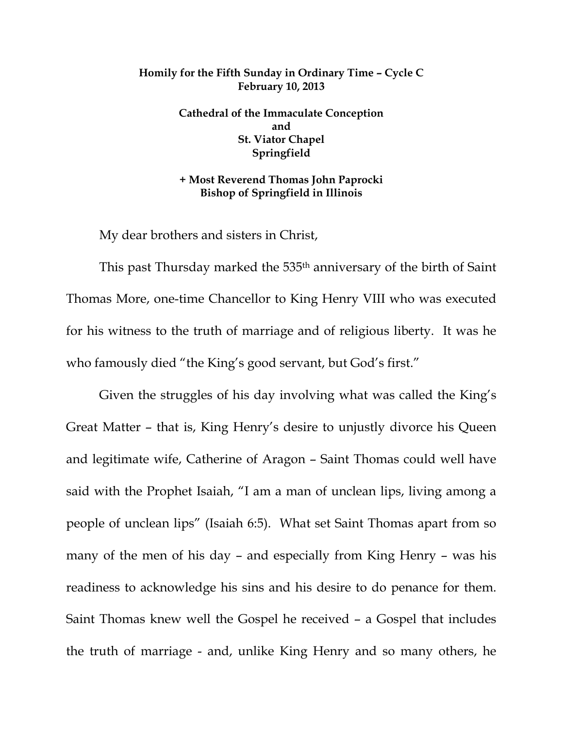**Homily for the Fifth Sunday in Ordinary Time – Cycle C**
**February 10, 2013**

**Cathedral of the Immaculate Conception**
**and**
**St. Viator Chapel**
**Springfield**

**+ Most Reverend Thomas John Paprocki**
**Bishop of Springfield in Illinois**

My dear brothers and sisters in Christ,

This past Thursday marked the 535th anniversary of the birth of Saint Thomas More, one-time Chancellor to King Henry VIII who was executed for his witness to the truth of marriage and of religious liberty. It was he who famously died "the King's good servant, but God's first."

Given the struggles of his day involving what was called the King's Great Matter – that is, King Henry's desire to unjustly divorce his Queen and legitimate wife, Catherine of Aragon – Saint Thomas could well have said with the Prophet Isaiah, "I am a man of unclean lips, living among a people of unclean lips" (Isaiah 6:5). What set Saint Thomas apart from so many of the men of his day – and especially from King Henry – was his readiness to acknowledge his sins and his desire to do penance for them. Saint Thomas knew well the Gospel he received – a Gospel that includes the truth of marriage - and, unlike King Henry and so many others, he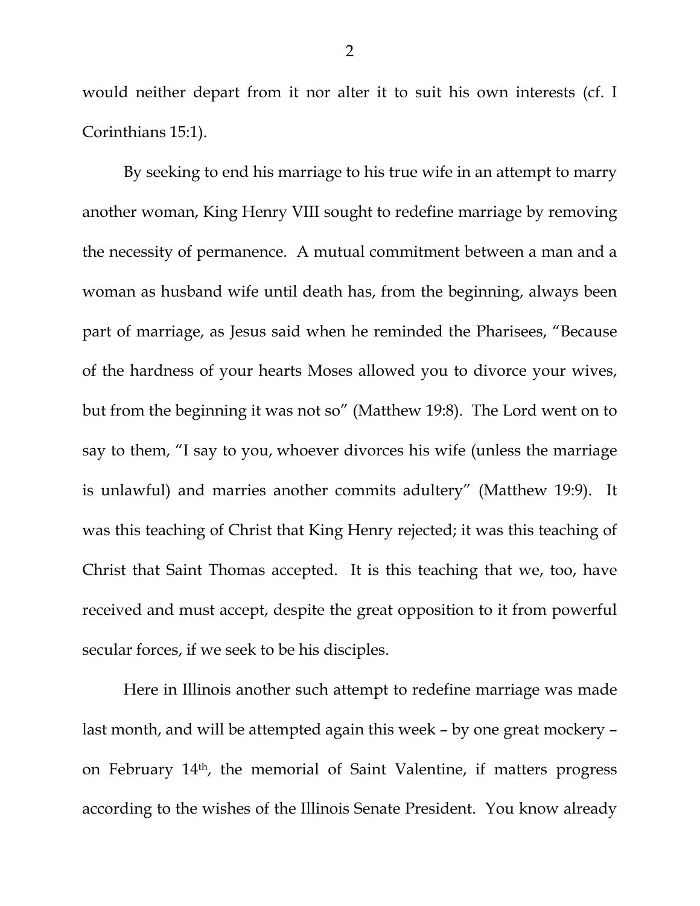would neither depart from it nor alter it to suit his own interests (cf. I Corinthians 15:1).

By seeking to end his marriage to his true wife in an attempt to marry another woman, King Henry VIII sought to redefine marriage by removing the necessity of permanence. A mutual commitment between a man and a woman as husband wife until death has, from the beginning, always been part of marriage, as Jesus said when he reminded the Pharisees, "Because of the hardness of your hearts Moses allowed you to divorce your wives, but from the beginning it was not so" (Matthew 19:8). The Lord went on to say to them, "I say to you, whoever divorces his wife (unless the marriage is unlawful) and marries another commits adultery" (Matthew 19:9). It was this teaching of Christ that King Henry rejected; it was this teaching of Christ that Saint Thomas accepted. It is this teaching that we, too, have received and must accept, despite the great opposition to it from powerful secular forces, if we seek to be his disciples.

Here in Illinois another such attempt to redefine marriage was made last month, and will be attempted again this week – by one great mockery – on February 14th, the memorial of Saint Valentine, if matters progress according to the wishes of the Illinois Senate President. You know already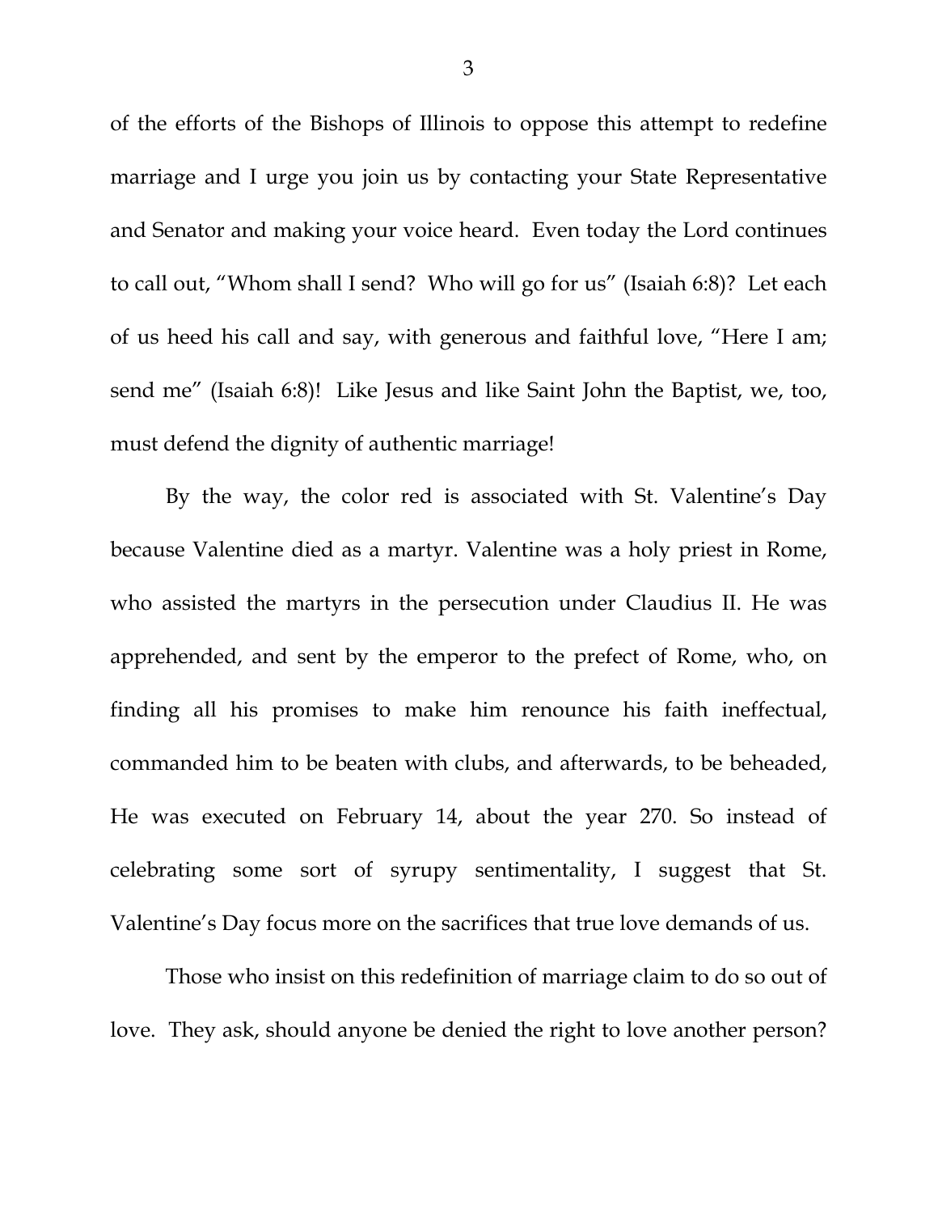of the efforts of the Bishops of Illinois to oppose this attempt to redefine marriage and I urge you join us by contacting your State Representative and Senator and making your voice heard. Even today the Lord continues to call out, "Whom shall I send? Who will go for us" (Isaiah 6:8)? Let each of us heed his call and say, with generous and faithful love, "Here I am; send me" (Isaiah 6:8)! Like Jesus and like Saint John the Baptist, we, too, must defend the dignity of authentic marriage!

By the way, the color red is associated with St. Valentine's Day because Valentine died as a martyr. Valentine was a holy priest in Rome, who assisted the martyrs in the persecution under Claudius II. He was apprehended, and sent by the emperor to the prefect of Rome, who, on finding all his promises to make him renounce his faith ineffectual, commanded him to be beaten with clubs, and afterwards, to be beheaded, He was executed on February 14, about the year 270. So instead of celebrating some sort of syrupy sentimentality, I suggest that St. Valentine's Day focus more on the sacrifices that true love demands of us.

Those who insist on this redefinition of marriage claim to do so out of love. They ask, should anyone be denied the right to love another person?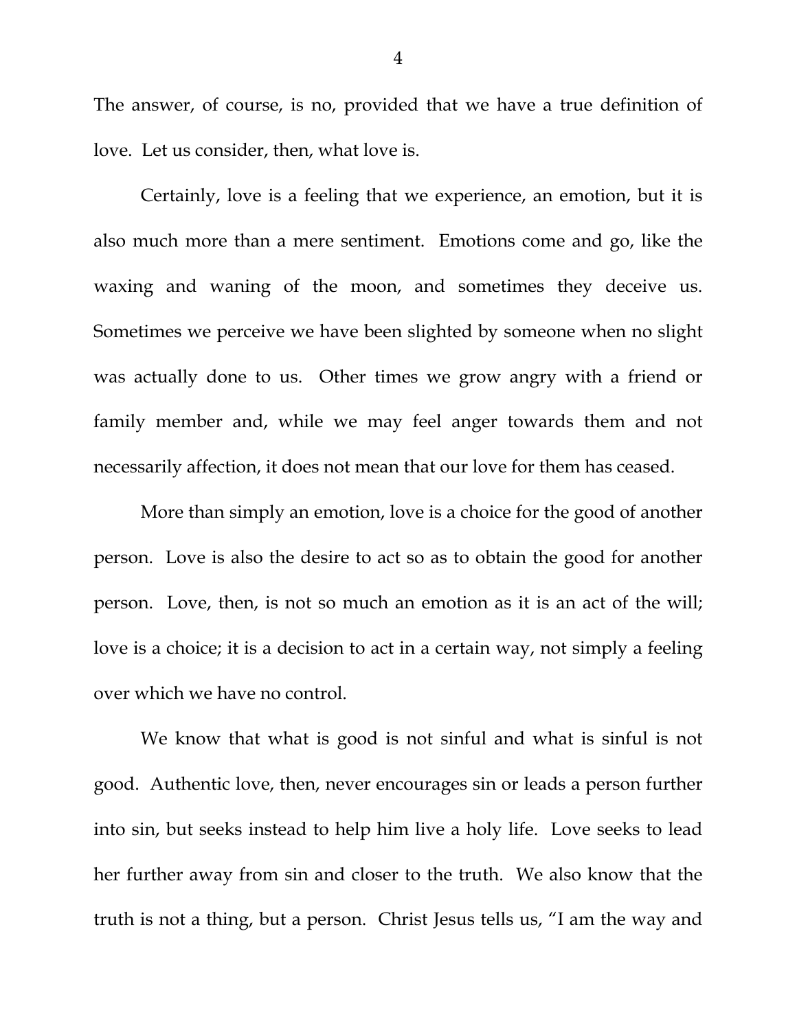The answer, of course, is no, provided that we have a true definition of love. Let us consider, then, what love is.

Certainly, love is a feeling that we experience, an emotion, but it is also much more than a mere sentiment. Emotions come and go, like the waxing and waning of the moon, and sometimes they deceive us. Sometimes we perceive we have been slighted by someone when no slight was actually done to us. Other times we grow angry with a friend or family member and, while we may feel anger towards them and not necessarily affection, it does not mean that our love for them has ceased.

More than simply an emotion, love is a choice for the good of another person. Love is also the desire to act so as to obtain the good for another person. Love, then, is not so much an emotion as it is an act of the will; love is a choice; it is a decision to act in a certain way, not simply a feeling over which we have no control.

We know that what is good is not sinful and what is sinful is not good. Authentic love, then, never encourages sin or leads a person further into sin, but seeks instead to help him live a holy life. Love seeks to lead her further away from sin and closer to the truth. We also know that the truth is not a thing, but a person. Christ Jesus tells us, "I am the way and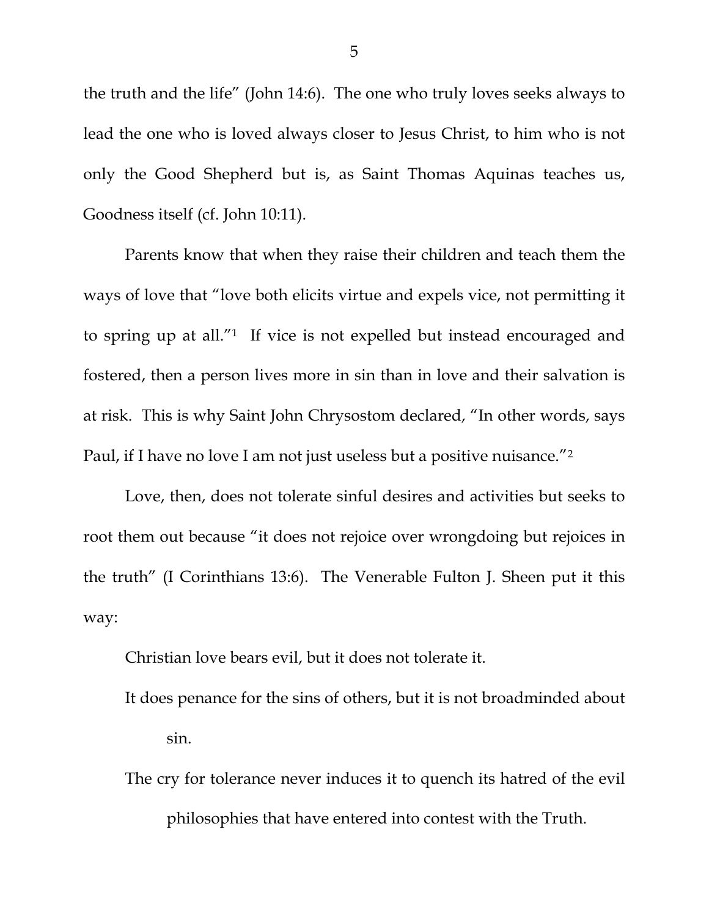the truth and the life" (John 14:6). The one who truly loves seeks always to lead the one who is loved always closer to Jesus Christ, to him who is not only the Good Shepherd but is, as Saint Thomas Aquinas teaches us, Goodness itself (cf. John 10:11).

Parents know that when they raise their children and teach them the ways of love that "love both elicits virtue and expels vice, not permitting it to spring up at all."[1] If vice is not expelled but instead encouraged and fostered, then a person lives more in sin than in love and their salvation is at risk. This is why Saint John Chrysostom declared, "In other words, says Paul, if I have no love I am not just useless but a positive nuisance."[2]

Love, then, does not tolerate sinful desires and activities but seeks to root them out because "it does not rejoice over wrongdoing but rejoices in the truth" (I Corinthians 13:6). The Venerable Fulton J. Sheen put it this way:

> Christian love bears evil, but it does not tolerate it.
>
> It does penance for the sins of others, but it is not broadminded about sin.
>
> The cry for tolerance never induces it to quench its hatred of the evil philosophies that have entered into contest with the Truth.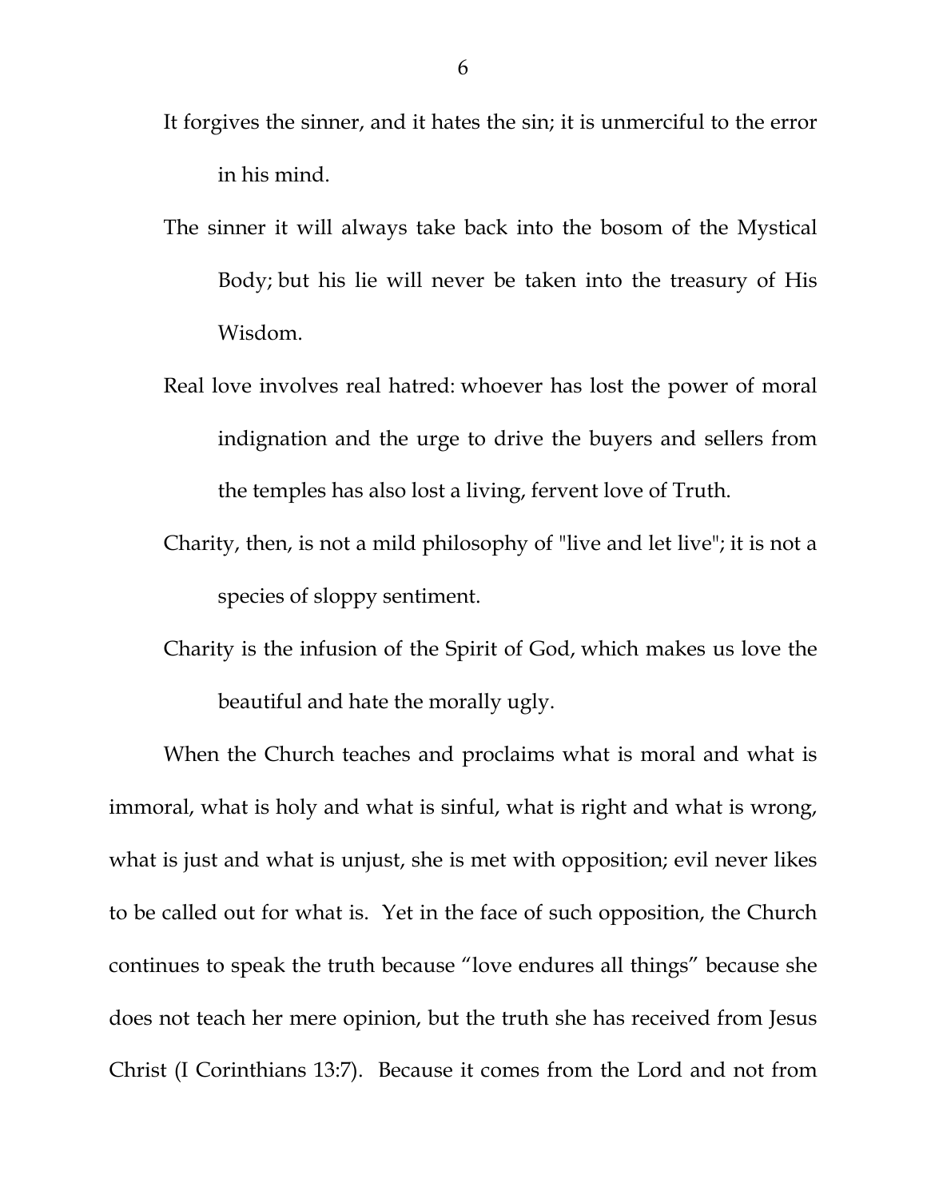It forgives the sinner, and it hates the sin; it is unmerciful to the error in his mind.

The sinner it will always take back into the bosom of the Mystical Body; but his lie will never be taken into the treasury of His Wisdom.

Real love involves real hatred: whoever has lost the power of moral indignation and the urge to drive the buyers and sellers from the temples has also lost a living, fervent love of Truth.

Charity, then, is not a mild philosophy of "live and let live"; it is not a species of sloppy sentiment.

Charity is the infusion of the Spirit of God, which makes us love the beautiful and hate the morally ugly.

When the Church teaches and proclaims what is moral and what is immoral, what is holy and what is sinful, what is right and what is wrong, what is just and what is unjust, she is met with opposition; evil never likes to be called out for what is. Yet in the face of such opposition, the Church continues to speak the truth because "love endures all things" because she does not teach her mere opinion, but the truth she has received from Jesus Christ (I Corinthians 13:7). Because it comes from the Lord and not from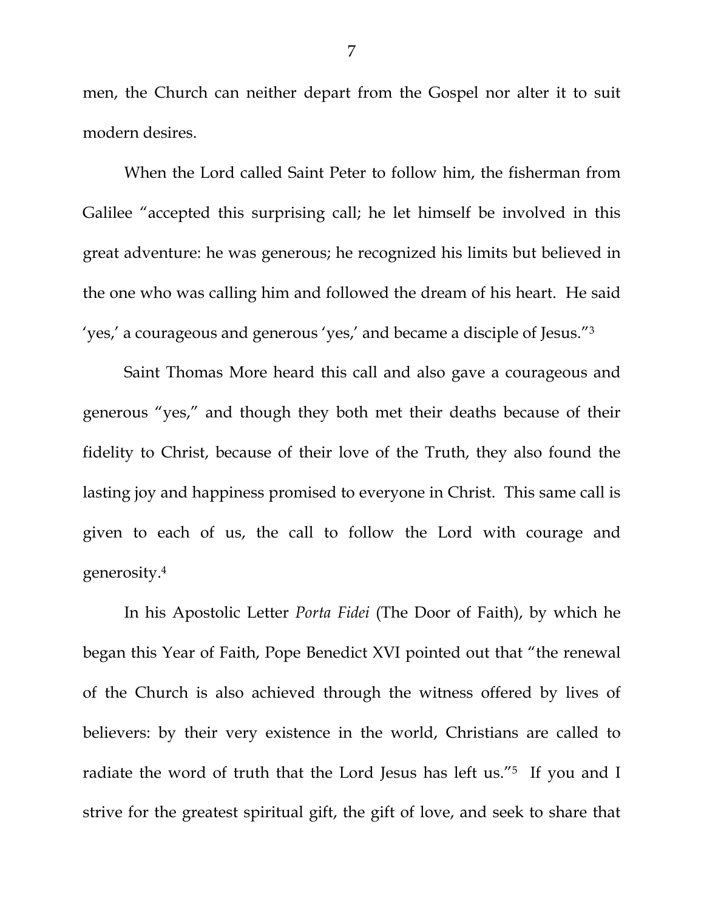men, the Church can neither depart from the Gospel nor alter it to suit modern desires.

When the Lord called Saint Peter to follow him, the fisherman from Galilee "accepted this surprising call; he let himself be involved in this great adventure: he was generous; he recognized his limits but believed in the one who was calling him and followed the dream of his heart. He said 'yes,' a courageous and generous 'yes,' and became a disciple of Jesus."[3]

Saint Thomas More heard this call and also gave a courageous and generous "yes," and though they both met their deaths because of their fidelity to Christ, because of their love of the Truth, they also found the lasting joy and happiness promised to everyone in Christ. This same call is given to each of us, the call to follow the Lord with courage and generosity.[4]

In his Apostolic Letter *Porta Fidei* (The Door of Faith), by which he began this Year of Faith, Pope Benedict XVI pointed out that "the renewal of the Church is also achieved through the witness offered by lives of believers: by their very existence in the world, Christians are called to radiate the word of truth that the Lord Jesus has left us."[5] If you and I strive for the greatest spiritual gift, the gift of love, and seek to share that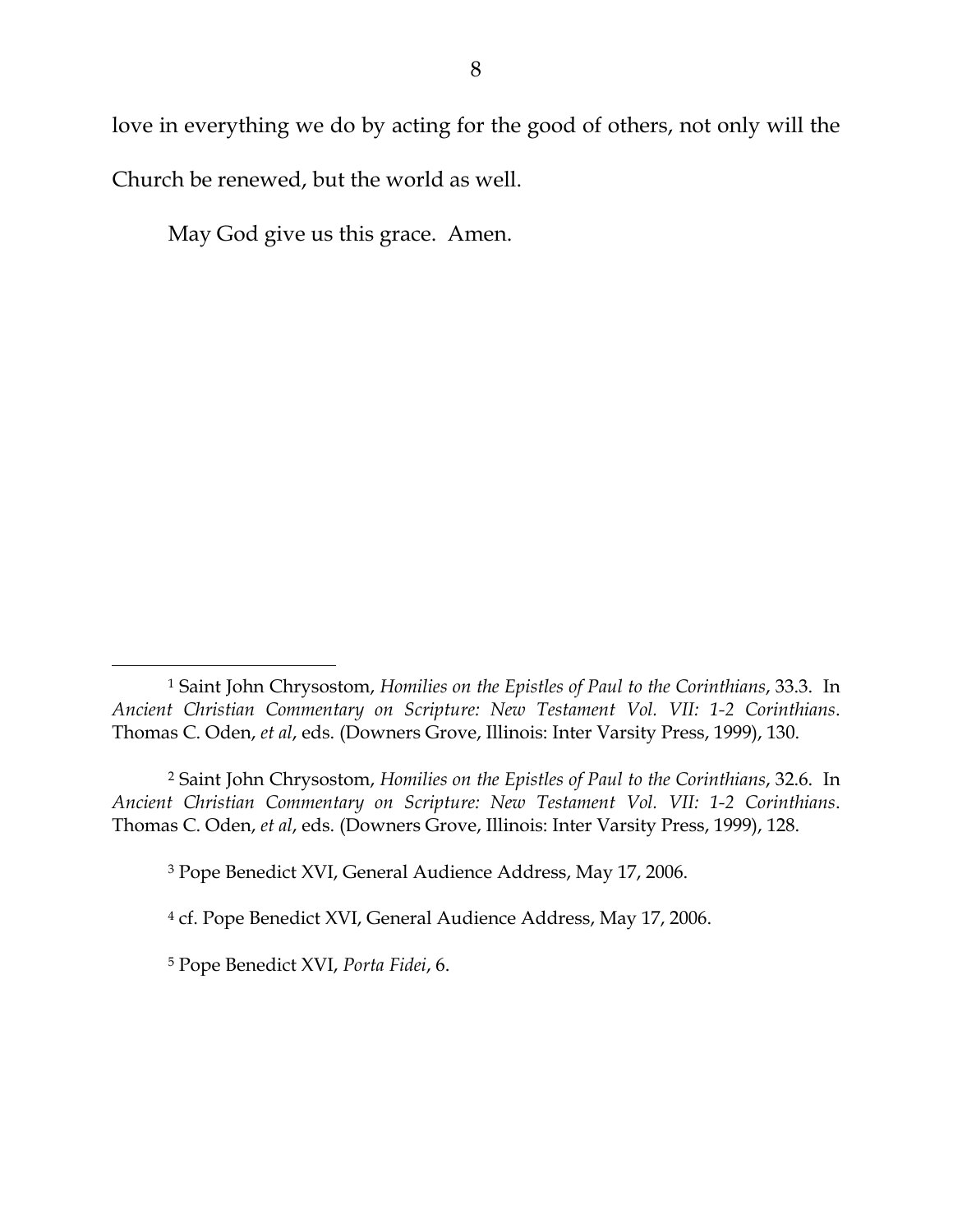love in everything we do by acting for the good of others, not only will the Church be renewed, but the world as well.

May God give us this grace. Amen.

---

[1] Saint John Chrysostom, *Homilies on the Epistles of Paul to the Corinthians*, 33.3. In *Ancient Christian Commentary on Scripture: New Testament Vol. VII: 1-2 Corinthians*. Thomas C. Oden, *et al*, eds. (Downers Grove, Illinois: Inter Varsity Press, 1999), 130.

[2] Saint John Chrysostom, *Homilies on the Epistles of Paul to the Corinthians*, 32.6. In *Ancient Christian Commentary on Scripture: New Testament Vol. VII: 1-2 Corinthians*. Thomas C. Oden, *et al*, eds. (Downers Grove, Illinois: Inter Varsity Press, 1999), 128.

[3] Pope Benedict XVI, General Audience Address, May 17, 2006.

[4] cf. Pope Benedict XVI, General Audience Address, May 17, 2006.

[5] Pope Benedict XVI, *Porta Fidei*, 6.